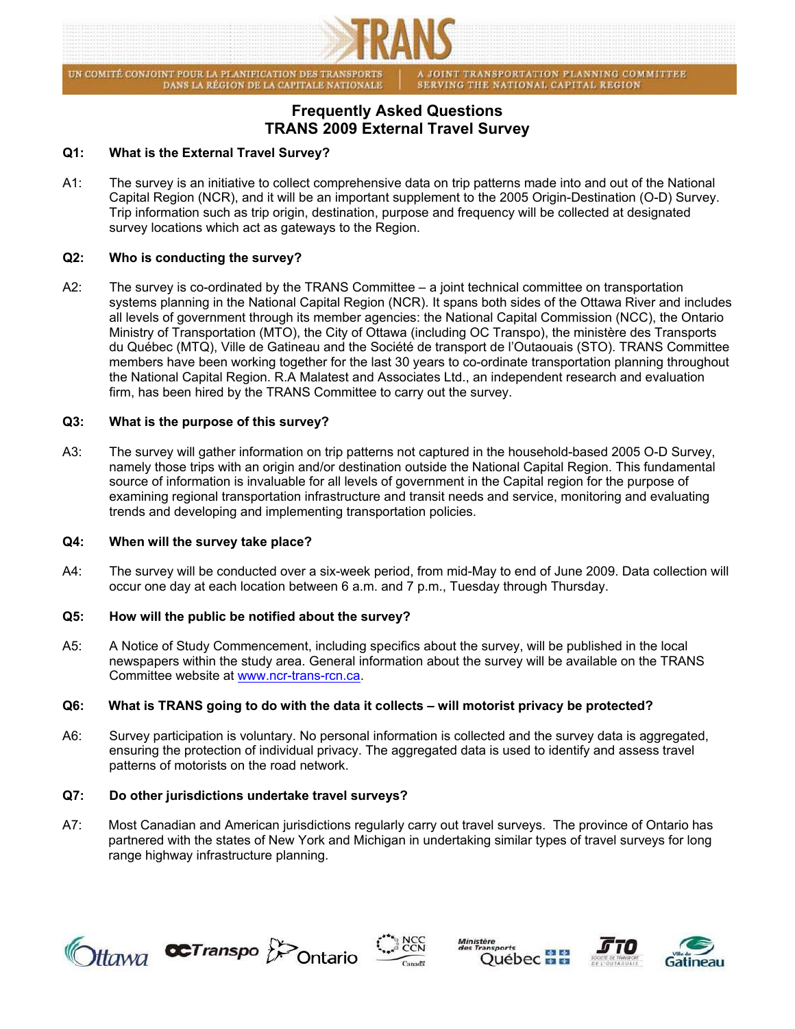TRANS

UN COMITÉ CONJOINT POUR LA PLANIFICATION DES TRANSPORTS DANS LA RÉGION DE LA CAPITALE NATIONALE | A JOINT TRANSPORTATION PLANNING COMMITTEE SERVING THE NATIONAL CAPITAL REGION

# Frequently Asked Questions
# TRANS 2009 External Travel Survey

**Q1: What is the External Travel Survey?**

A1: The survey is an initiative to collect comprehensive data on trip patterns made into and out of the National Capital Region (NCR), and it will be an important supplement to the 2005 Origin-Destination (O-D) Survey. Trip information such as trip origin, destination, purpose and frequency will be collected at designated survey locations which act as gateways to the Region.

**Q2: Who is conducting the survey?**

A2: The survey is co-ordinated by the TRANS Committee – a joint technical committee on transportation systems planning in the National Capital Region (NCR). It spans both sides of the Ottawa River and includes all levels of government through its member agencies: the National Capital Commission (NCC), the Ontario Ministry of Transportation (MTO), the City of Ottawa (including OC Transpo), the ministère des Transports du Québec (MTQ), Ville de Gatineau and the Société de transport de l'Outaouais (STO). TRANS Committee members have been working together for the last 30 years to co-ordinate transportation planning throughout the National Capital Region. R.A Malatest and Associates Ltd., an independent research and evaluation firm, has been hired by the TRANS Committee to carry out the survey.

**Q3: What is the purpose of this survey?**

A3: The survey will gather information on trip patterns not captured in the household-based 2005 O-D Survey, namely those trips with an origin and/or destination outside the National Capital Region. This fundamental source of information is invaluable for all levels of government in the Capital region for the purpose of examining regional transportation infrastructure and transit needs and service, monitoring and evaluating trends and developing and implementing transportation policies.

**Q4: When will the survey take place?**

A4: The survey will be conducted over a six-week period, from mid-May to end of June 2009. Data collection will occur one day at each location between 6 a.m. and 7 p.m., Tuesday through Thursday.

**Q5: How will the public be notified about the survey?**

A5: A Notice of Study Commencement, including specifics about the survey, will be published in the local newspapers within the study area. General information about the survey will be available on the TRANS Committee website at www.ncr-trans-rcn.ca.

**Q6: What is TRANS going to do with the data it collects – will motorist privacy be protected?**

A6: Survey participation is voluntary. No personal information is collected and the survey data is aggregated, ensuring the protection of individual privacy. The aggregated data is used to identify and assess travel patterns of motorists on the road network.

**Q7: Do other jurisdictions undertake travel surveys?**

A7: Most Canadian and American jurisdictions regularly carry out travel surveys. The province of Ontario has partnered with the states of New York and Michigan in undertaking similar types of travel surveys for long range highway infrastructure planning.

Ottawa | OC Transpo | Ontario | NCC CCN | Ministère des Transports Québec | STO Société de transport de l'Outaouais | Ville de Gatineau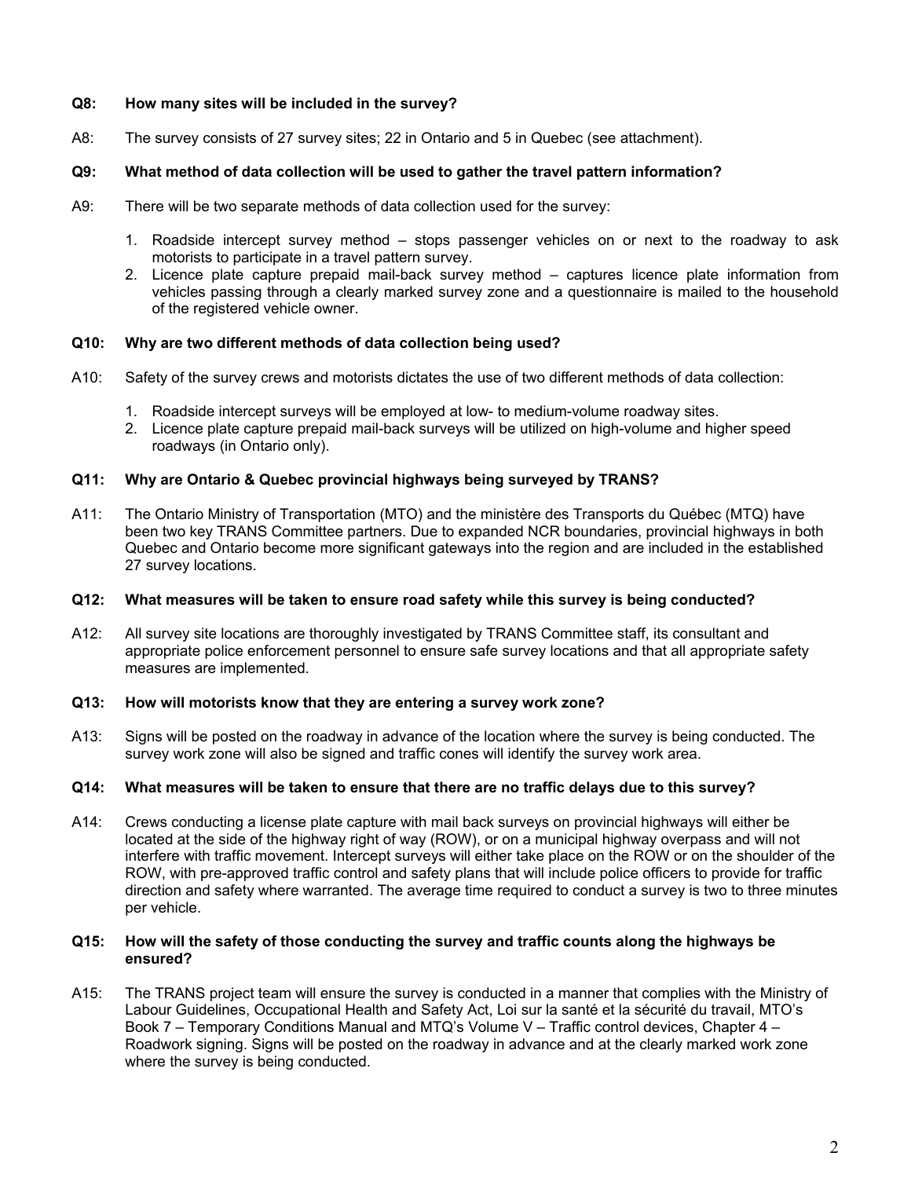**Q8: How many sites will be included in the survey?**

A8: The survey consists of 27 survey sites; 22 in Ontario and 5 in Quebec (see attachment).

**Q9: What method of data collection will be used to gather the travel pattern information?**

A9: There will be two separate methods of data collection used for the survey:

1. Roadside intercept survey method – stops passenger vehicles on or next to the roadway to ask motorists to participate in a travel pattern survey.
2. Licence plate capture prepaid mail-back survey method – captures licence plate information from vehicles passing through a clearly marked survey zone and a questionnaire is mailed to the household of the registered vehicle owner.

**Q10: Why are two different methods of data collection being used?**

A10: Safety of the survey crews and motorists dictates the use of two different methods of data collection:

1. Roadside intercept surveys will be employed at low- to medium-volume roadway sites.
2. Licence plate capture prepaid mail-back surveys will be utilized on high-volume and higher speed roadways (in Ontario only).

**Q11: Why are Ontario & Quebec provincial highways being surveyed by TRANS?**

A11: The Ontario Ministry of Transportation (MTO) and the ministère des Transports du Québec (MTQ) have been two key TRANS Committee partners. Due to expanded NCR boundaries, provincial highways in both Quebec and Ontario become more significant gateways into the region and are included in the established 27 survey locations.

**Q12: What measures will be taken to ensure road safety while this survey is being conducted?**

A12: All survey site locations are thoroughly investigated by TRANS Committee staff, its consultant and appropriate police enforcement personnel to ensure safe survey locations and that all appropriate safety measures are implemented.

**Q13: How will motorists know that they are entering a survey work zone?**

A13: Signs will be posted on the roadway in advance of the location where the survey is being conducted. The survey work zone will also be signed and traffic cones will identify the survey work area.

**Q14: What measures will be taken to ensure that there are no traffic delays due to this survey?**

A14: Crews conducting a license plate capture with mail back surveys on provincial highways will either be located at the side of the highway right of way (ROW), or on a municipal highway overpass and will not interfere with traffic movement. Intercept surveys will either take place on the ROW or on the shoulder of the ROW, with pre-approved traffic control and safety plans that will include police officers to provide for traffic direction and safety where warranted. The average time required to conduct a survey is two to three minutes per vehicle.

**Q15: How will the safety of those conducting the survey and traffic counts along the highways be ensured?**

A15: The TRANS project team will ensure the survey is conducted in a manner that complies with the Ministry of Labour Guidelines, Occupational Health and Safety Act, Loi sur la santé et la sécurité du travail, MTO's Book 7 – Temporary Conditions Manual and MTQ's Volume V – Traffic control devices, Chapter 4 – Roadwork signing. Signs will be posted on the roadway in advance and at the clearly marked work zone where the survey is being conducted.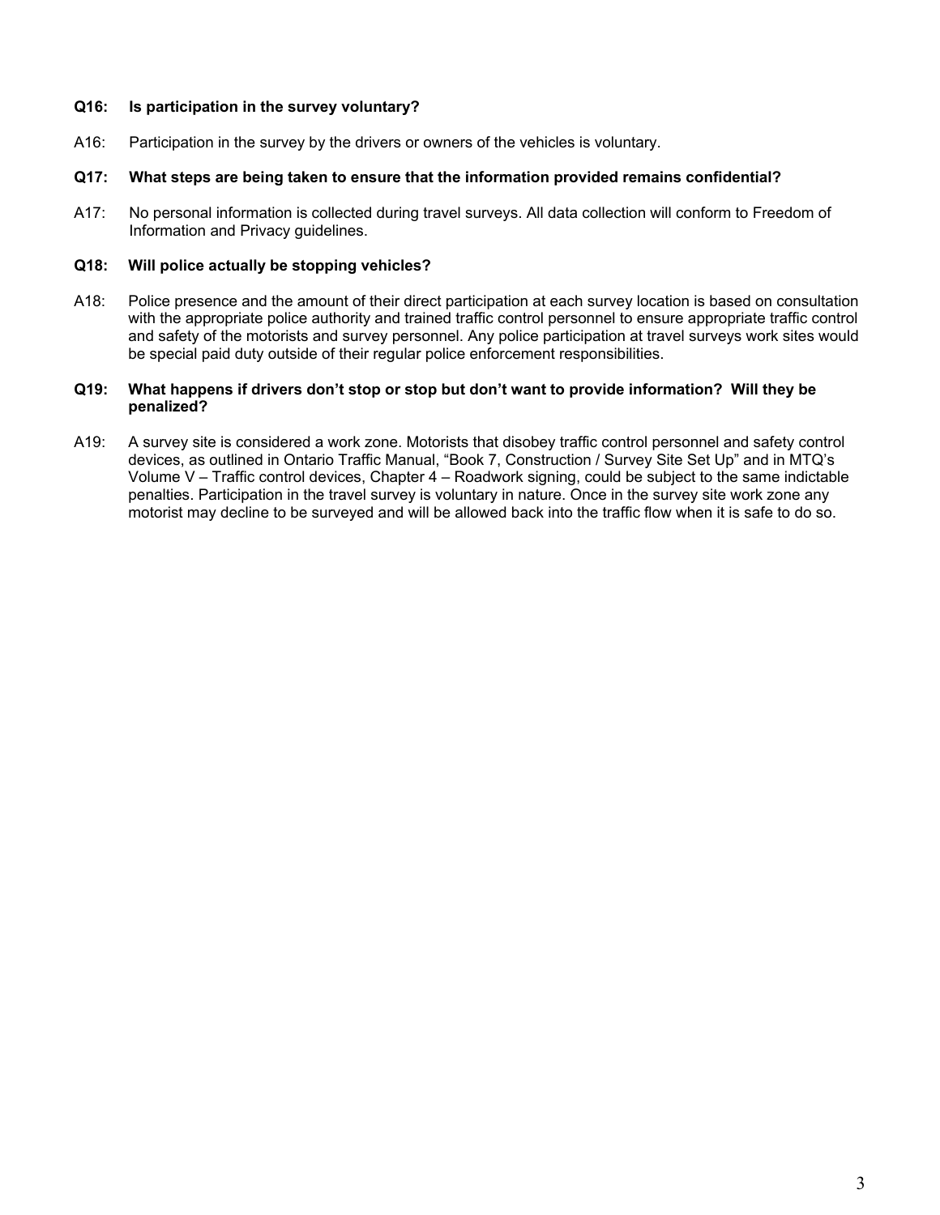**Q16: Is participation in the survey voluntary?**

A16: Participation in the survey by the drivers or owners of the vehicles is voluntary.

**Q17: What steps are being taken to ensure that the information provided remains confidential?**

A17: No personal information is collected during travel surveys. All data collection will conform to Freedom of Information and Privacy guidelines.

**Q18: Will police actually be stopping vehicles?**

A18: Police presence and the amount of their direct participation at each survey location is based on consultation with the appropriate police authority and trained traffic control personnel to ensure appropriate traffic control and safety of the motorists and survey personnel. Any police participation at travel surveys work sites would be special paid duty outside of their regular police enforcement responsibilities.

**Q19: What happens if drivers don't stop or stop but don't want to provide information? Will they be penalized?**

A19: A survey site is considered a work zone. Motorists that disobey traffic control personnel and safety control devices, as outlined in Ontario Traffic Manual, "Book 7, Construction / Survey Site Set Up" and in MTQ's Volume V – Traffic control devices, Chapter 4 – Roadwork signing, could be subject to the same indictable penalties. Participation in the travel survey is voluntary in nature. Once in the survey site work zone any motorist may decline to be surveyed and will be allowed back into the traffic flow when it is safe to do so.